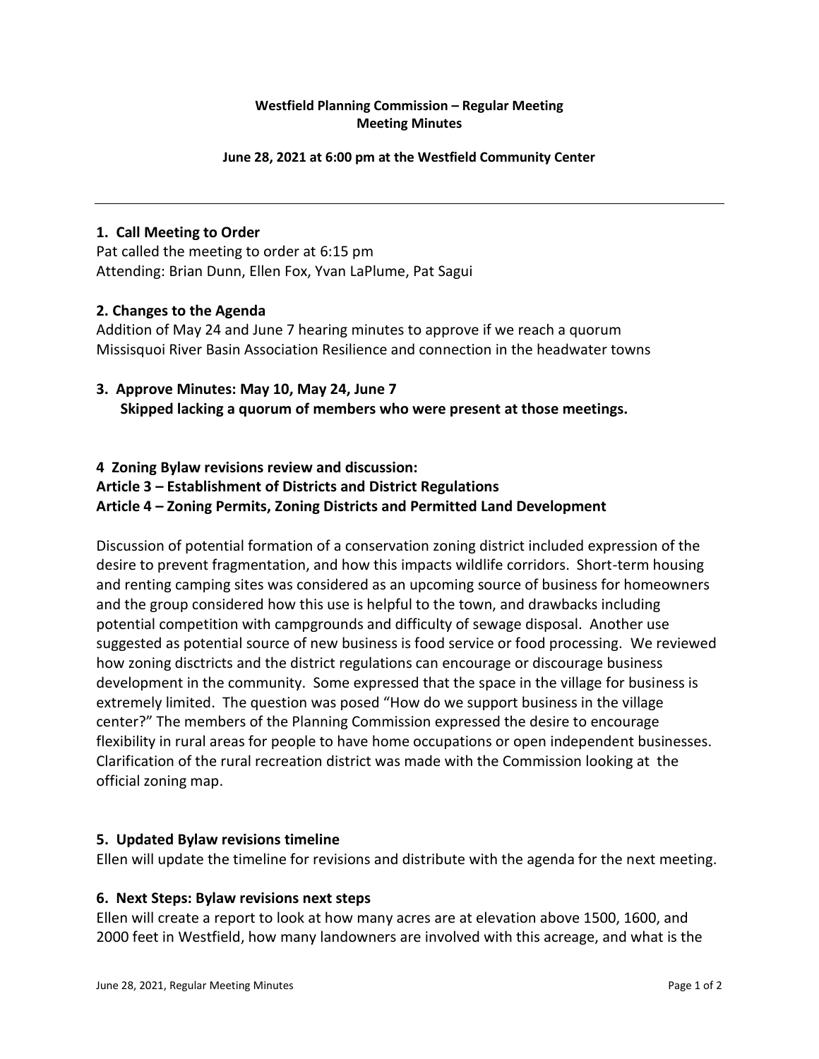**Westfield Planning Commission – Regular Meeting**
**Meeting Minutes**

**June 28, 2021 at 6:00 pm at the Westfield Community Center**

---

### 1. Call Meeting to Order

Pat called the meeting to order at 6:15 pm
Attending: Brian Dunn, Ellen Fox, Yvan LaPlume, Pat Sagui

### 2. Changes to the Agenda

Addition of May 24 and June 7 hearing minutes to approve if we reach a quorum
Missisquoi River Basin Association Resilience and connection in the headwater towns

### 3. Approve Minutes: May 10, May 24, June 7

**Skipped lacking a quorum of members who were present at those meetings.**

### 4 Zoning Bylaw revisions review and discussion:
### Article 3 – Establishment of Districts and District Regulations
### Article 4 – Zoning Permits, Zoning Districts and Permitted Land Development

Discussion of potential formation of a conservation zoning district included expression of the desire to prevent fragmentation, and how this impacts wildlife corridors. Short-term housing and renting camping sites was considered as an upcoming source of business for homeowners and the group considered how this use is helpful to the town, and drawbacks including potential competition with campgrounds and difficulty of sewage disposal. Another use suggested as potential source of new business is food service or food processing. We reviewed how zoning disctricts and the district regulations can encourage or discourage business development in the community. Some expressed that the space in the village for business is extremely limited. The question was posed "How do we support business in the village center?" The members of the Planning Commission expressed the desire to encourage flexibility in rural areas for people to have home occupations or open independent businesses. Clarification of the rural recreation district was made with the Commission looking at the official zoning map.

### 5. Updated Bylaw revisions timeline

Ellen will update the timeline for revisions and distribute with the agenda for the next meeting.

### 6. Next Steps: Bylaw revisions next steps

Ellen will create a report to look at how many acres are at elevation above 1500, 1600, and 2000 feet in Westfield, how many landowners are involved with this acreage, and what is the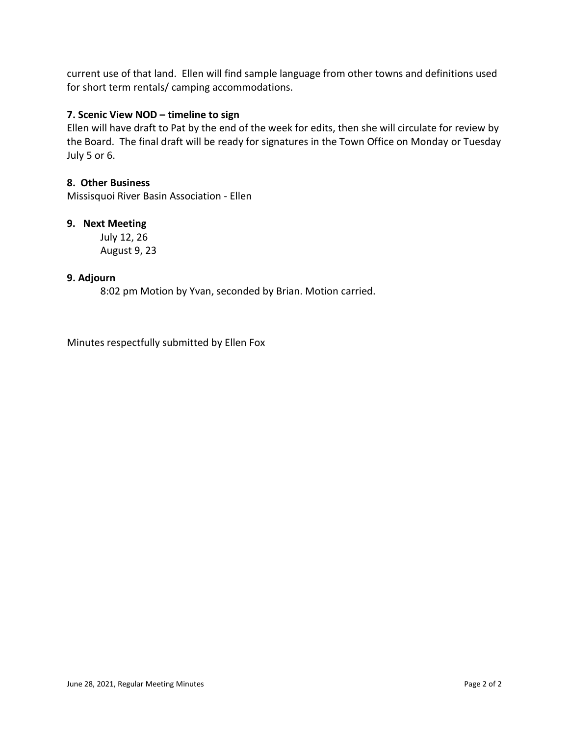current use of that land. Ellen will find sample language from other towns and definitions used for short term rentals/ camping accommodations.

**7. Scenic View NOD – timeline to sign**

Ellen will have draft to Pat by the end of the week for edits, then she will circulate for review by the Board. The final draft will be ready for signatures in the Town Office on Monday or Tuesday July 5 or 6.

**8. Other Business**

Missisquoi River Basin Association - Ellen

**9. Next Meeting**

July 12, 26
August 9, 23

**9. Adjourn**

8:02 pm Motion by Yvan, seconded by Brian. Motion carried.

Minutes respectfully submitted by Ellen Fox